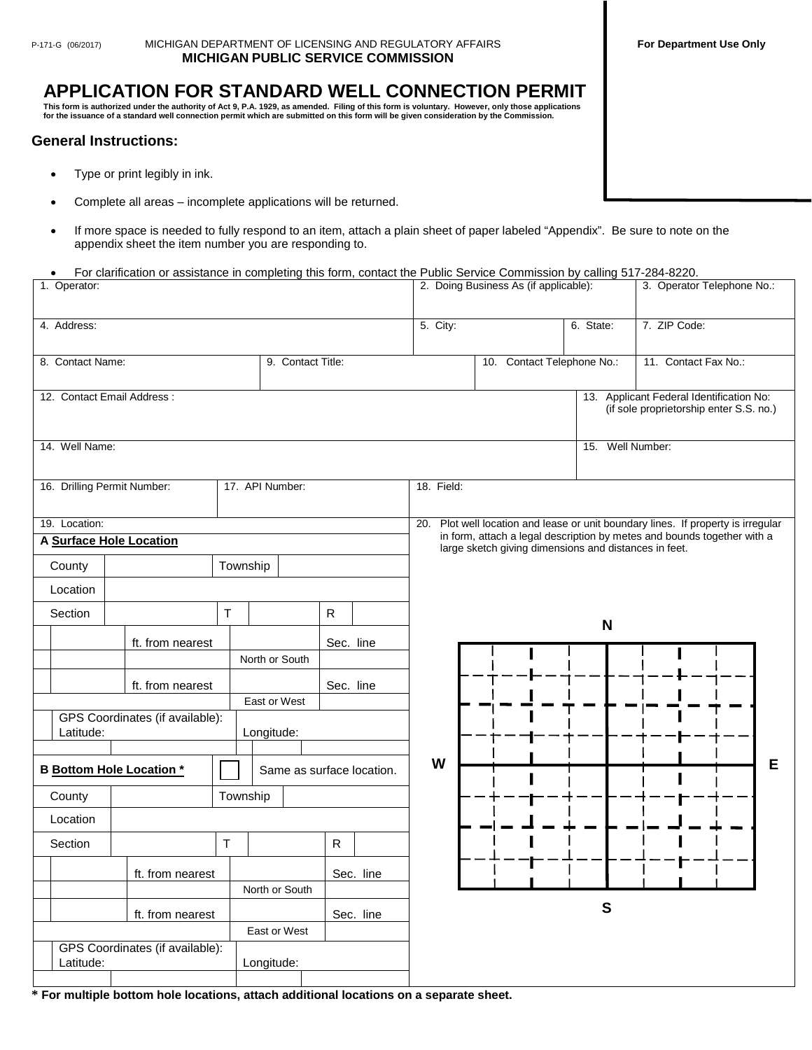P-171-G (06/2017)

MICHIGAN DEPARTMENT OF LICENSING AND REGULATORY AFFAIRS
**MICHIGAN PUBLIC SERVICE COMMISSION**

**For Department Use Only**

# APPLICATION FOR STANDARD WELL CONNECTION PERMIT

**This form is authorized under the authority of Act 9, P.A. 1929, as amended. Filing of this form is voluntary. However, only those applications for the issuance of a standard well connection permit which are submitted on this form will be given consideration by the Commission.**

## General Instructions:

- Type or print legibly in ink.
- Complete all areas – incomplete applications will be returned.
- If more space is needed to fully respond to an item, attach a plain sheet of paper labeled "Appendix". Be sure to note on the appendix sheet the item number you are responding to.
- For clarification or assistance in completing this form, contact the Public Service Commission by calling 517-284-8220.

| 1. Operator: | 2. Doing Business As (if applicable): | 3. Operator Telephone No.: |
|---|---|---|
| | | |

| 4. Address: | 5. City: | 6. State: | 7. ZIP Code: |
|---|---|---|---|
| | | | |

| 8. Contact Name: | 9. Contact Title: | 10. Contact Telephone No.: | 11. Contact Fax No.: |
|---|---|---|---|
| | | | |

| 12. Contact Email Address : | 13. Applicant Federal Identification No: (if sole proprietorship enter S.S. no.) |
|---|---|
| | |

| 14. Well Name: | 15. Well Number: |
|---|---|
| | |

| 16. Drilling Permit Number: | 17. API Number: | 18. Field: |
|---|---|---|
| | | |

19. Location:

**A Surface Hole Location**

| | | | | | |
|---|---|---|---|---|---|
| County | | Township | | | |
| Location | | | | | |
| Section | | T | | R | |
| | ft. from nearest | | North or South | Sec. line | |
| | ft. from nearest | | East or West | Sec. line | |
| GPS Coordinates (if available): Latitude: | | Longitude: | | | |

**B Bottom Hole Location *** ☐ Same as surface location.

| | | | | | |
|---|---|---|---|---|---|
| County | | Township | | | |
| Location | | | | | |
| Section | | T | | R | |
| | ft. from nearest | | North or South | Sec. line | |
| | ft. from nearest | | East or West | Sec. line | |
| GPS Coordinates (if available): Latitude: | | Longitude: | | | |

20. Plot well location and lease or unit boundary lines. If property is irregular in form, attach a legal description by metes and bounds together with a large sketch giving dimensions and distances in feet.

N

W E

S

**\* For multiple bottom hole locations, attach additional locations on a separate sheet.**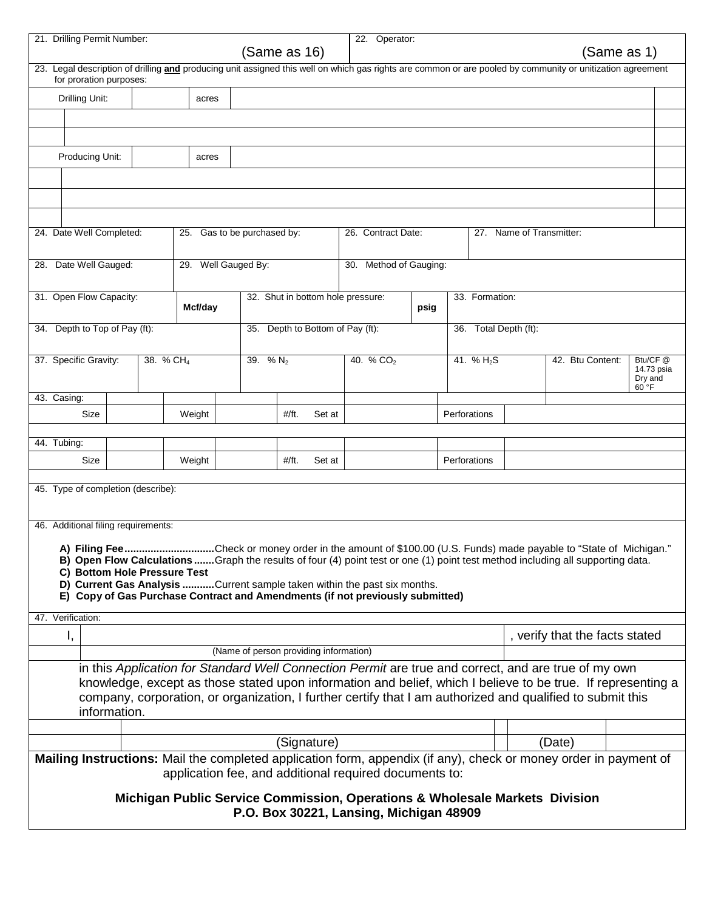| | |
|---|---|
| 21. Drilling Permit Number: (Same as 16) | 22. Operator: (Same as 1) |

23. Legal description of drilling **and** producing unit assigned this well on which gas rights are common or are pooled by community or unitization agreement for proration purposes:

| | | | |
|---|---|---|---|
| Drilling Unit: | | acres | |
| | | | |
| | | | |
| Producing Unit: | | acres | |
| | | | |
| | | | |
| | | | |

| | | | |
|---|---|---|---|
| 24. Date Well Completed: | 25. Gas to be purchased by: | 26. Contract Date: | 27. Name of Transmitter: |
| 28. Date Well Gauged: | 29. Well Gauged By: | 30. Method of Gauging: | |

| | | | | | |
|---|---|---|---|---|---|
| 31. Open Flow Capacity: | Mcf/day | 32. Shut in bottom hole pressure: | psig | 33. Formation: | |
| 34. Depth to Top of Pay (ft): | | 35. Depth to Bottom of Pay (ft): | | 36. Total Depth (ft): | |

| | | | | | | |
|---|---|---|---|---|---|---|
| 37. Specific Gravity: | 38. % $CH_4$ | 39. % $N_2$ | 40. % $CO_2$ | 41. % $H_2S$ | 42. Btu Content: | Btu/CF @ 14.73 psia Dry and 60 °F |

| | | | | | | | |
|---|---|---|---|---|---|---|---|
| 43. Casing: | | | | | | | |
| Size | | Weight | | #/ft. Set at | | Perforations | |
| | | | | | | | |
| 44. Tubing: | | | | | | | |
| Size | | Weight | | #/ft. Set at | | Perforations | |

45. Type of completion (describe):

46. Additional filing requirements:

- **A) Filing Fee**..............................Check or money order in the amount of $100.00 (U.S. Funds) made payable to "State of Michigan."
- **B) Open Flow Calculations**.......Graph the results of four (4) point test or one (1) point test method including all supporting data.
- **C) Bottom Hole Pressure Test**
- **D) Current Gas Analysis**...........Current sample taken within the past six months.
- **E) Copy of Gas Purchase Contract and Amendments (if not previously submitted)**

47. Verification:

I, ______________________________ , verify that the facts stated
(Name of person providing information)

in this *Application for Standard Well Connection Permit* are true and correct, and are true of my own knowledge, except as those stated upon information and belief, which I believe to be true. If representing a company, corporation, or organization, I further certify that I am authorized and qualified to submit this information.

______________________________ (Signature) ______________ (Date)

**Mailing Instructions:** Mail the completed application form, appendix (if any), check or money order in payment of application fee, and additional required documents to:

**Michigan Public Service Commission, Operations & Wholesale Markets Division**
**P.O. Box 30221, Lansing, Michigan 48909**